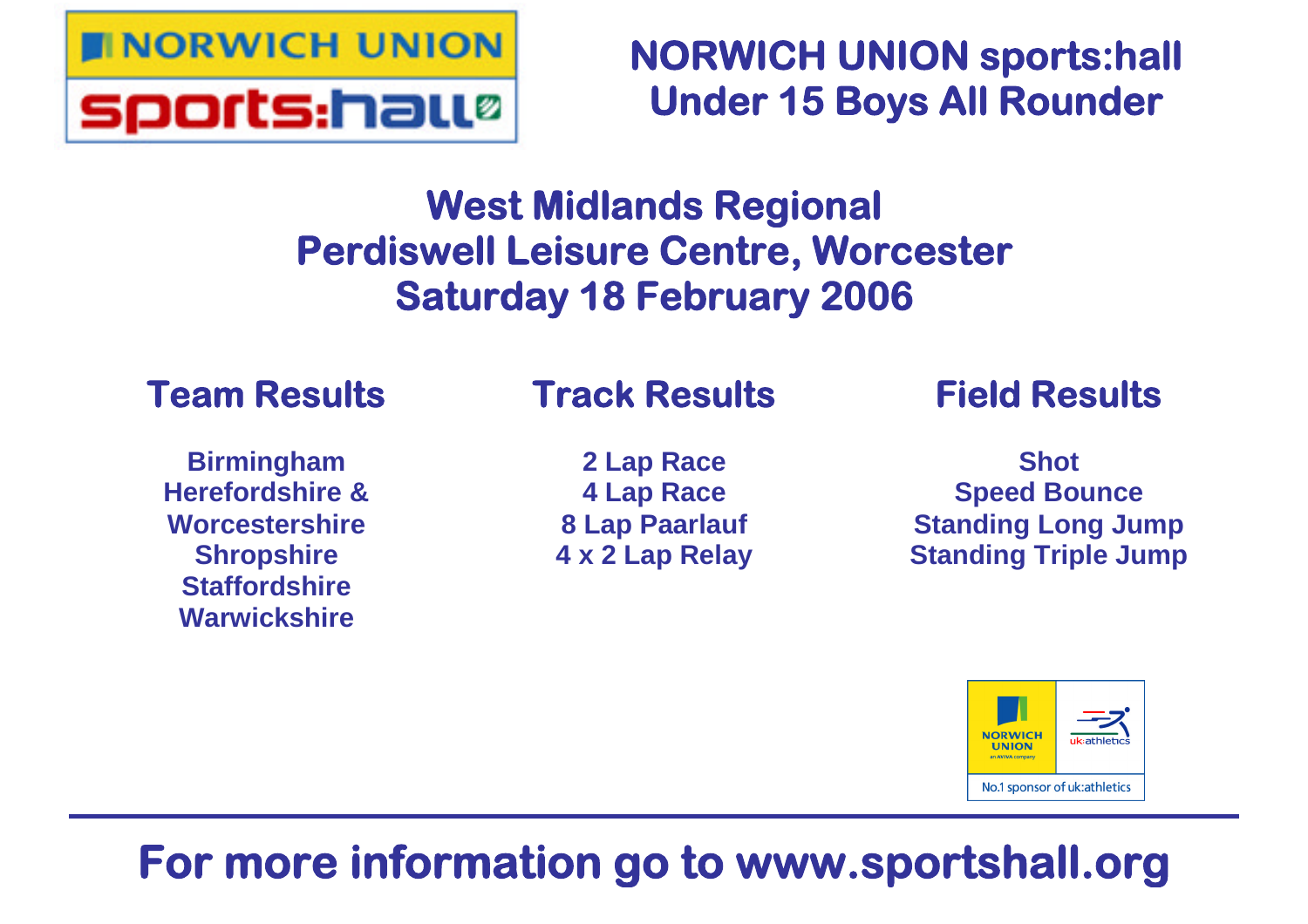# NORWICH UNION sports:hall
# Under 15 Boys All Rounder

## West Midlands Regional
## Perdiswell Leisure Centre, Worcester
## Saturday 18 February 2006

### Team Results

**Birmingham**
**Herefordshire & Worcestershire**
**Shropshire**
**Staffordshire**
**Warwickshire**

### Track Results

**2 Lap Race**
**4 Lap Race**
**8 Lap Paarlauf**
**4 x 2 Lap Relay**

### Field Results

**Shot**
**Speed Bounce**
**Standing Long Jump**
**Standing Triple Jump**

NORWICH UNION an AVIVA company | uk:athletics
No.1 sponsor of uk:athletics

## For more information go to www.sportshall.org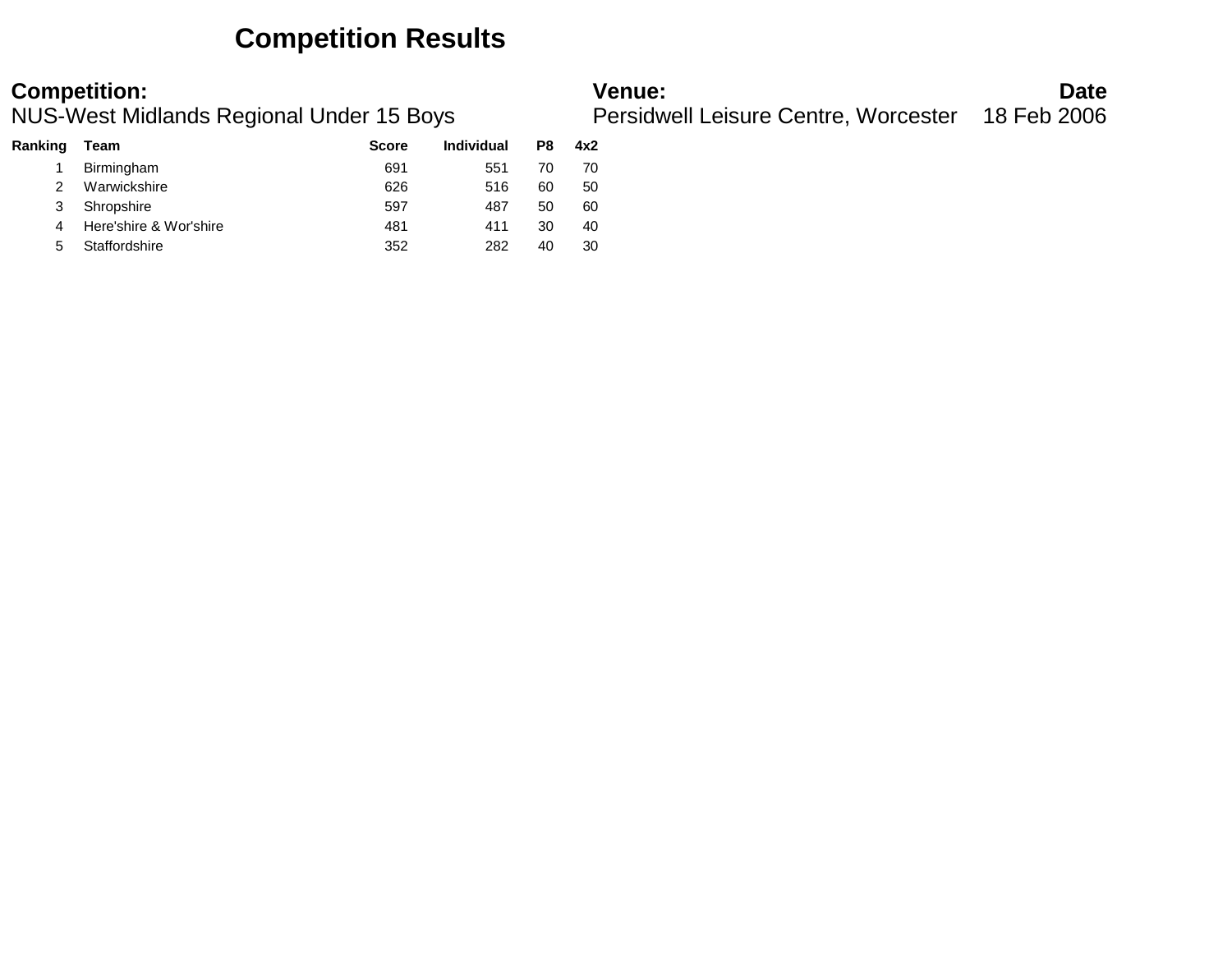# Competition Results

**Competition:**
NUS-West Midlands Regional Under 15 Boys

**Venue:**
Persidwell Leisure Centre, Worcester

**Date**
18 Feb 2006

| Ranking | Team | Score | Individual | P8 | 4x2 |
|---|---|---|---|---|---|
| 1 | Birmingham | 691 | 551 | 70 | 70 |
| 2 | Warwickshire | 626 | 516 | 60 | 50 |
| 3 | Shropshire | 597 | 487 | 50 | 60 |
| 4 | Here'shire & Wor'shire | 481 | 411 | 30 | 40 |
| 5 | Staffordshire | 352 | 282 | 40 | 30 |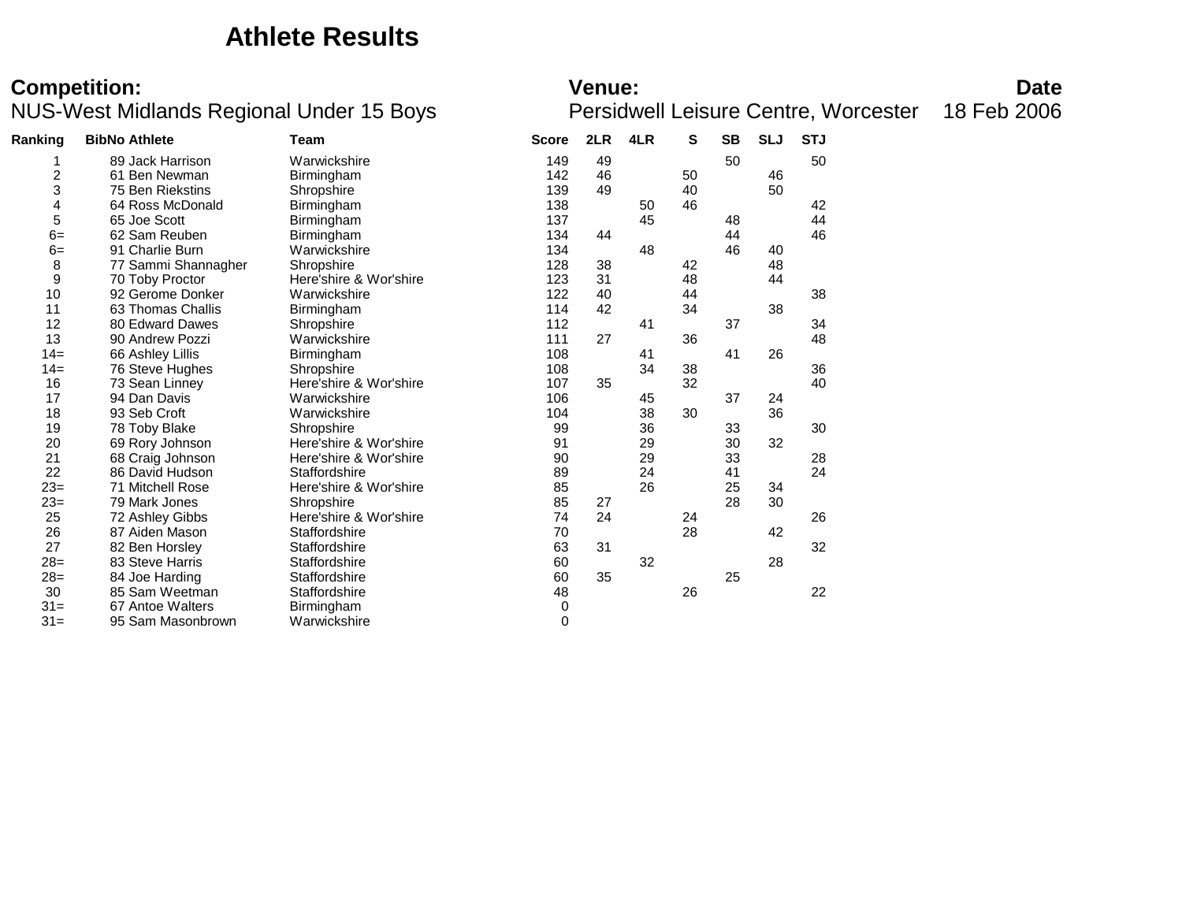# Athlete Results

**Competition:**
NUS-West Midlands Regional Under 15 Boys

**Venue:**
Persidwell Leisure Centre, Worcester

**Date**
18 Feb 2006

| Ranking | BibNo | Athlete | Team | Score | 2LR | 4LR | S | SB | SLJ | STJ |
|---|---|---|---|---|---|---|---|---|---|---|
| 1 | 89 | Jack Harrison | Warwickshire | 149 | 49 | | | 50 | | 50 |
| 2 | 61 | Ben Newman | Birmingham | 142 | 46 | | 50 | | 46 | |
| 3 | 75 | Ben Riekstins | Shropshire | 139 | 49 | | 40 | | 50 | |
| 4 | 64 | Ross McDonald | Birmingham | 138 | | 50 | 46 | | | 42 |
| 5 | 65 | Joe Scott | Birmingham | 137 | | 45 | | 48 | | 44 |
| 6= | 62 | Sam Reuben | Birmingham | 134 | 44 | | | 44 | | 46 |
| 6= | 91 | Charlie Burn | Warwickshire | 134 | | 48 | | 46 | 40 | |
| 8 | 77 | Sammi Shannagher | Shropshire | 128 | 38 | | 42 | | 48 | |
| 9 | 70 | Toby Proctor | Here'shire & Wor'shire | 123 | 31 | | 48 | | 44 | |
| 10 | 92 | Gerome Donker | Warwickshire | 122 | 40 | | 44 | | | 38 |
| 11 | 63 | Thomas Challis | Birmingham | 114 | 42 | | 34 | | 38 | |
| 12 | 80 | Edward Dawes | Shropshire | 112 | | 41 | | 37 | | 34 |
| 13 | 90 | Andrew Pozzi | Warwickshire | 111 | 27 | | 36 | | | 48 |
| 14= | 66 | Ashley Lillis | Birmingham | 108 | | 41 | | 41 | 26 | |
| 14= | 76 | Steve Hughes | Shropshire | 108 | | 34 | 38 | | | 36 |
| 16 | 73 | Sean Linney | Here'shire & Wor'shire | 107 | 35 | | 32 | | | 40 |
| 17 | 94 | Dan Davis | Warwickshire | 106 | | 45 | | 37 | 24 | |
| 18 | 93 | Seb Croft | Warwickshire | 104 | | 38 | 30 | | 36 | |
| 19 | 78 | Toby Blake | Shropshire | 99 | | 36 | | 33 | | 30 |
| 20 | 69 | Rory Johnson | Here'shire & Wor'shire | 91 | | 29 | | 30 | 32 | |
| 21 | 68 | Craig Johnson | Here'shire & Wor'shire | 90 | | 29 | | 33 | | 28 |
| 22 | 86 | David Hudson | Staffordshire | 89 | | 24 | | 41 | | 24 |
| 23= | 71 | Mitchell Rose | Here'shire & Wor'shire | 85 | | 26 | | 25 | 34 | |
| 23= | 79 | Mark Jones | Shropshire | 85 | 27 | | | 28 | 30 | |
| 25 | 72 | Ashley Gibbs | Here'shire & Wor'shire | 74 | 24 | | 24 | | | 26 |
| 26 | 87 | Aiden Mason | Staffordshire | 70 | | | 28 | | 42 | |
| 27 | 82 | Ben Horsley | Staffordshire | 63 | 31 | | | | | 32 |
| 28= | 83 | Steve Harris | Staffordshire | 60 | | 32 | | | 28 | |
| 28= | 84 | Joe Harding | Staffordshire | 60 | 35 | | | 25 | | |
| 30 | 85 | Sam Weetman | Staffordshire | 48 | | | 26 | | | 22 |
| 31= | 67 | Antoe Walters | Birmingham | 0 | | | | | | |
| 31= | 95 | Sam Masonbrown | Warwickshire | 0 | | | | | | |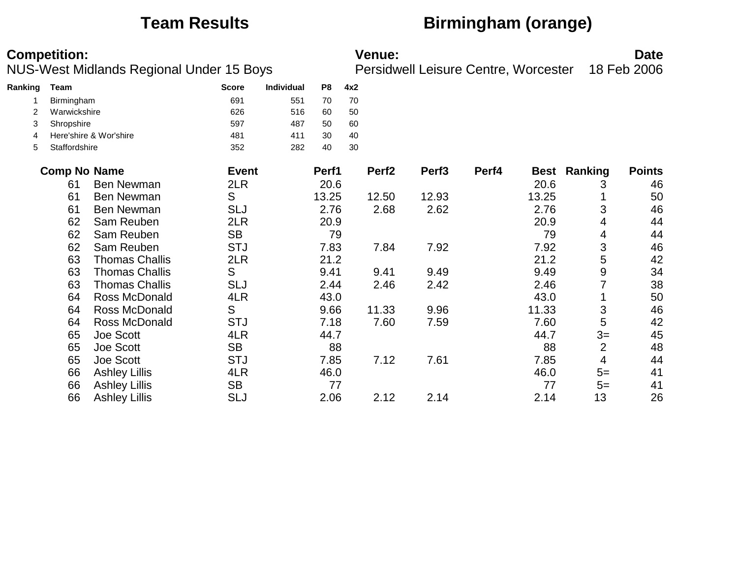# Team Results

## Birmingham (orange)

**Competition:**
NUS-West Midlands Regional Under 15 Boys

**Venue:**
Persidwell Leisure Centre, Worcester

**Date**
18 Feb 2006

| Ranking | Team | Score | Individual | P8 | 4x2 |
|---|---|---|---|---|---|
| 1 | Birmingham | 691 | 551 | 70 | 70 |
| 2 | Warwickshire | 626 | 516 | 60 | 50 |
| 3 | Shropshire | 597 | 487 | 50 | 60 |
| 4 | Here'shire & Wor'shire | 481 | 411 | 30 | 40 |
| 5 | Staffordshire | 352 | 282 | 40 | 30 |

| Comp No | Name | Event | Perf1 | Perf2 | Perf3 | Perf4 | Best | Ranking | Points |
|---|---|---|---|---|---|---|---|---|---|
| 61 | Ben Newman | 2LR | 20.6 | | | | 20.6 | 3 | 46 |
| 61 | Ben Newman | S | 13.25 | 12.50 | 12.93 | | 13.25 | 1 | 50 |
| 61 | Ben Newman | SLJ | 2.76 | 2.68 | 2.62 | | 2.76 | 3 | 46 |
| 62 | Sam Reuben | 2LR | 20.9 | | | | 20.9 | 4 | 44 |
| 62 | Sam Reuben | SB | 79 | | | | 79 | 4 | 44 |
| 62 | Sam Reuben | STJ | 7.83 | 7.84 | 7.92 | | 7.92 | 3 | 46 |
| 63 | Thomas Challis | 2LR | 21.2 | | | | 21.2 | 5 | 42 |
| 63 | Thomas Challis | S | 9.41 | 9.41 | 9.49 | | 9.49 | 9 | 34 |
| 63 | Thomas Challis | SLJ | 2.44 | 2.46 | 2.42 | | 2.46 | 7 | 38 |
| 64 | Ross McDonald | 4LR | 43.0 | | | | 43.0 | 1 | 50 |
| 64 | Ross McDonald | S | 9.66 | 11.33 | 9.96 | | 11.33 | 3 | 46 |
| 64 | Ross McDonald | STJ | 7.18 | 7.60 | 7.59 | | 7.60 | 5 | 42 |
| 65 | Joe Scott | 4LR | 44.7 | | | | 44.7 | 3= | 45 |
| 65 | Joe Scott | SB | 88 | | | | 88 | 2 | 48 |
| 65 | Joe Scott | STJ | 7.85 | 7.12 | 7.61 | | 7.85 | 4 | 44 |
| 66 | Ashley Lillis | 4LR | 46.0 | | | | 46.0 | 5= | 41 |
| 66 | Ashley Lillis | SB | 77 | | | | 77 | 5= | 41 |
| 66 | Ashley Lillis | SLJ | 2.06 | 2.12 | 2.14 | | 2.14 | 13 | 26 |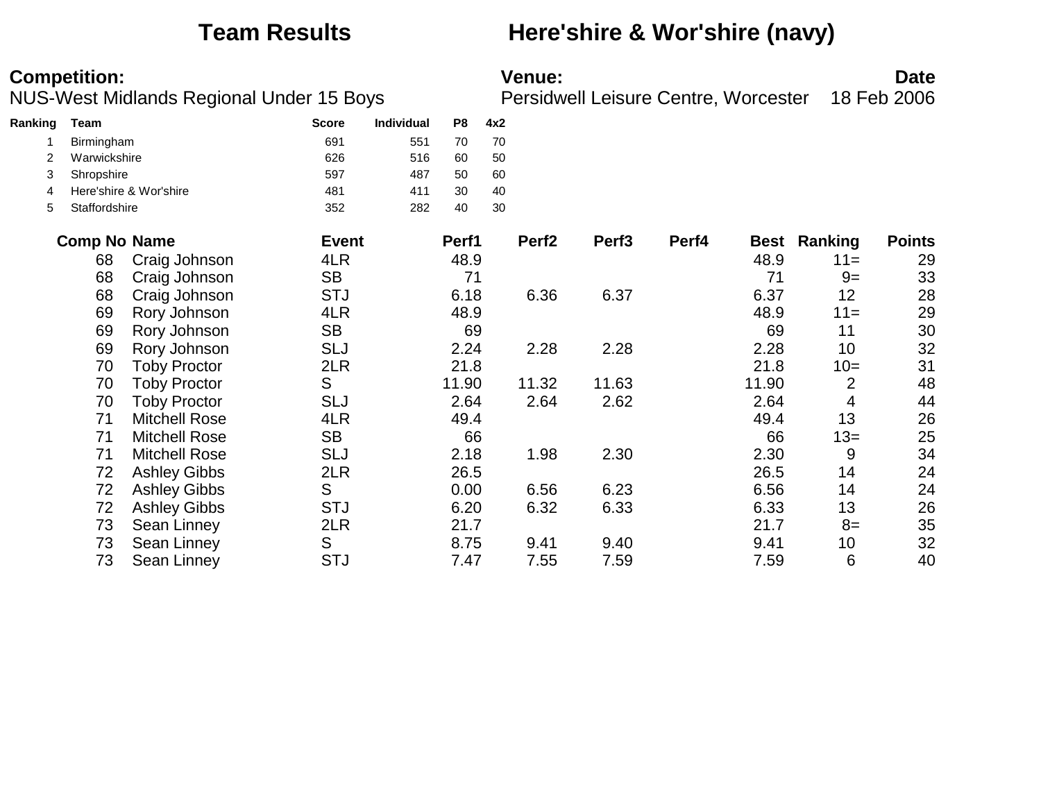# Team Results — Here'shire & Wor'shire (navy)

**Competition:**
NUS-West Midlands Regional Under 15 Boys

**Venue:**
Persidwell Leisure Centre, Worcester

**Date**
18 Feb 2006

| Ranking | Team | Score | Individual | P8 | 4x2 |
|---|---|---|---|---|---|
| 1 | Birmingham | 691 | 551 | 70 | 70 |
| 2 | Warwickshire | 626 | 516 | 60 | 50 |
| 3 | Shropshire | 597 | 487 | 50 | 60 |
| 4 | Here'shire & Wor'shire | 481 | 411 | 30 | 40 |
| 5 | Staffordshire | 352 | 282 | 40 | 30 |

| Comp No | Name | Event | Perf1 | Perf2 | Perf3 | Perf4 | Best | Ranking | Points |
|---|---|---|---|---|---|---|---|---|---|
| 68 | Craig Johnson | 4LR | 48.9 | | | | 48.9 | 11= | 29 |
| 68 | Craig Johnson | SB | 71 | | | | 71 | 9= | 33 |
| 68 | Craig Johnson | STJ | 6.18 | 6.36 | 6.37 | | 6.37 | 12 | 28 |
| 69 | Rory Johnson | 4LR | 48.9 | | | | 48.9 | 11= | 29 |
| 69 | Rory Johnson | SB | 69 | | | | 69 | 11 | 30 |
| 69 | Rory Johnson | SLJ | 2.24 | 2.28 | 2.28 | | 2.28 | 10 | 32 |
| 70 | Toby Proctor | 2LR | 21.8 | | | | 21.8 | 10= | 31 |
| 70 | Toby Proctor | S | 11.90 | 11.32 | 11.63 | | 11.90 | 2 | 48 |
| 70 | Toby Proctor | SLJ | 2.64 | 2.64 | 2.62 | | 2.64 | 4 | 44 |
| 71 | Mitchell Rose | 4LR | 49.4 | | | | 49.4 | 13 | 26 |
| 71 | Mitchell Rose | SB | 66 | | | | 66 | 13= | 25 |
| 71 | Mitchell Rose | SLJ | 2.18 | 1.98 | 2.30 | | 2.30 | 9 | 34 |
| 72 | Ashley Gibbs | 2LR | 26.5 | | | | 26.5 | 14 | 24 |
| 72 | Ashley Gibbs | S | 0.00 | 6.56 | 6.23 | | 6.56 | 14 | 24 |
| 72 | Ashley Gibbs | STJ | 6.20 | 6.32 | 6.33 | | 6.33 | 13 | 26 |
| 73 | Sean Linney | 2LR | 21.7 | | | | 21.7 | 8= | 35 |
| 73 | Sean Linney | S | 8.75 | 9.41 | 9.40 | | 9.41 | 10 | 32 |
| 73 | Sean Linney | STJ | 7.47 | 7.55 | 7.59 | | 7.59 | 6 | 40 |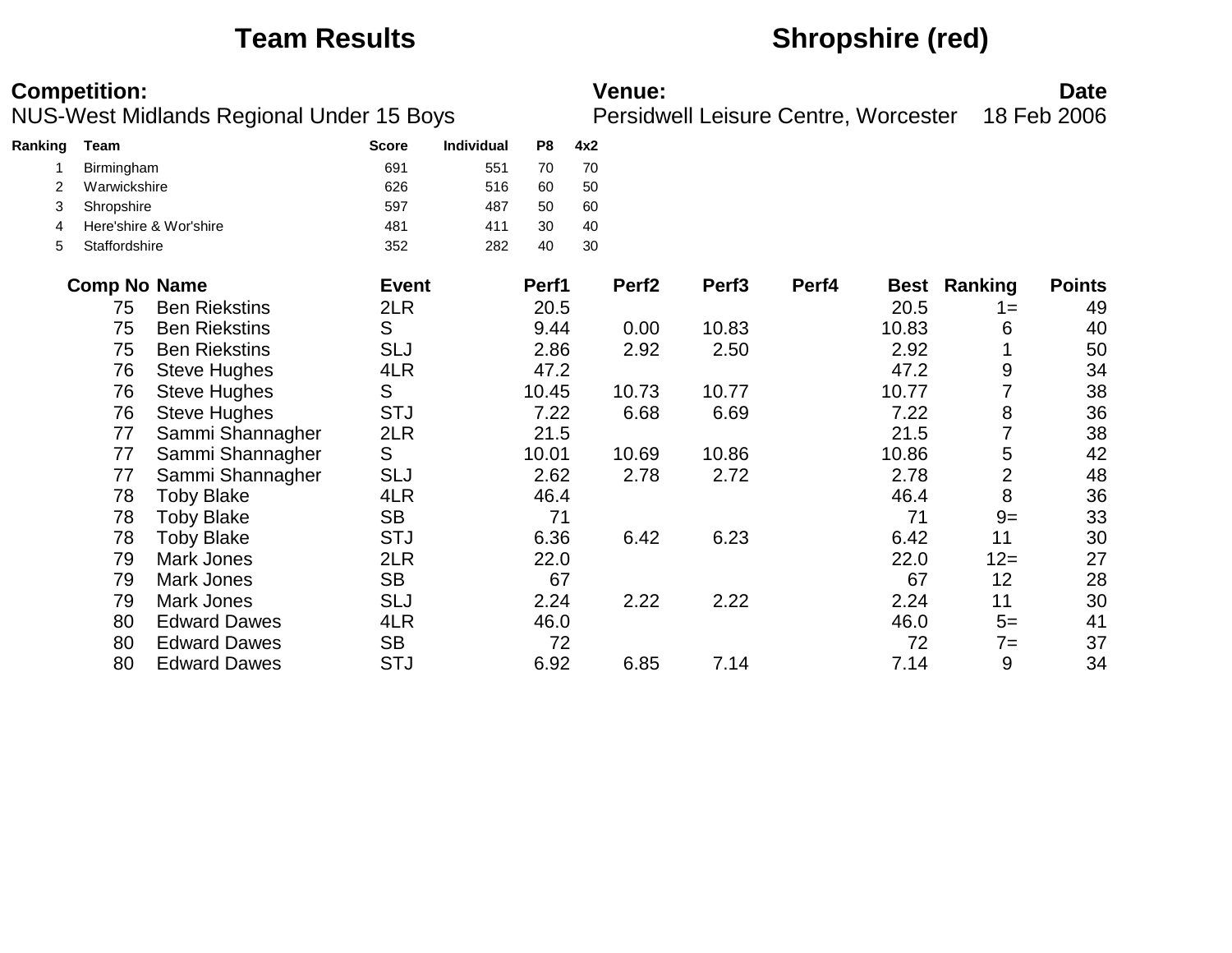# Team Results

# Shropshire (red)

**Competition:**
NUS-West Midlands Regional Under 15 Boys

**Venue:**
Persidwell Leisure Centre, Worcester

**Date**
18 Feb 2006

| Ranking | Team | Score | Individual | P8 | 4x2 |
|---|---|---|---|---|---|
| 1 | Birmingham | 691 | 551 | 70 | 70 |
| 2 | Warwickshire | 626 | 516 | 60 | 50 |
| 3 | Shropshire | 597 | 487 | 50 | 60 |
| 4 | Here'shire & Wor'shire | 481 | 411 | 30 | 40 |
| 5 | Staffordshire | 352 | 282 | 40 | 30 |

| Comp No | Name | Event | Perf1 | Perf2 | Perf3 | Perf4 | Best | Ranking | Points |
|---|---|---|---|---|---|---|---|---|---|
| 75 | Ben Riekstins | 2LR | 20.5 | | | | 20.5 | 1= | 49 |
| 75 | Ben Riekstins | S | 9.44 | 0.00 | 10.83 | | 10.83 | 6 | 40 |
| 75 | Ben Riekstins | SLJ | 2.86 | 2.92 | 2.50 | | 2.92 | 1 | 50 |
| 76 | Steve Hughes | 4LR | 47.2 | | | | 47.2 | 9 | 34 |
| 76 | Steve Hughes | S | 10.45 | 10.73 | 10.77 | | 10.77 | 7 | 38 |
| 76 | Steve Hughes | STJ | 7.22 | 6.68 | 6.69 | | 7.22 | 8 | 36 |
| 77 | Sammi Shannagher | 2LR | 21.5 | | | | 21.5 | 7 | 38 |
| 77 | Sammi Shannagher | S | 10.01 | 10.69 | 10.86 | | 10.86 | 5 | 42 |
| 77 | Sammi Shannagher | SLJ | 2.62 | 2.78 | 2.72 | | 2.78 | 2 | 48 |
| 78 | Toby Blake | 4LR | 46.4 | | | | 46.4 | 8 | 36 |
| 78 | Toby Blake | SB | 71 | | | | 71 | 9= | 33 |
| 78 | Toby Blake | STJ | 6.36 | 6.42 | 6.23 | | 6.42 | 11 | 30 |
| 79 | Mark Jones | 2LR | 22.0 | | | | 22.0 | 12= | 27 |
| 79 | Mark Jones | SB | 67 | | | | 67 | 12 | 28 |
| 79 | Mark Jones | SLJ | 2.24 | 2.22 | 2.22 | | 2.24 | 11 | 30 |
| 80 | Edward Dawes | 4LR | 46.0 | | | | 46.0 | 5= | 41 |
| 80 | Edward Dawes | SB | 72 | | | | 72 | 7= | 37 |
| 80 | Edward Dawes | STJ | 6.92 | 6.85 | 7.14 | | 7.14 | 9 | 34 |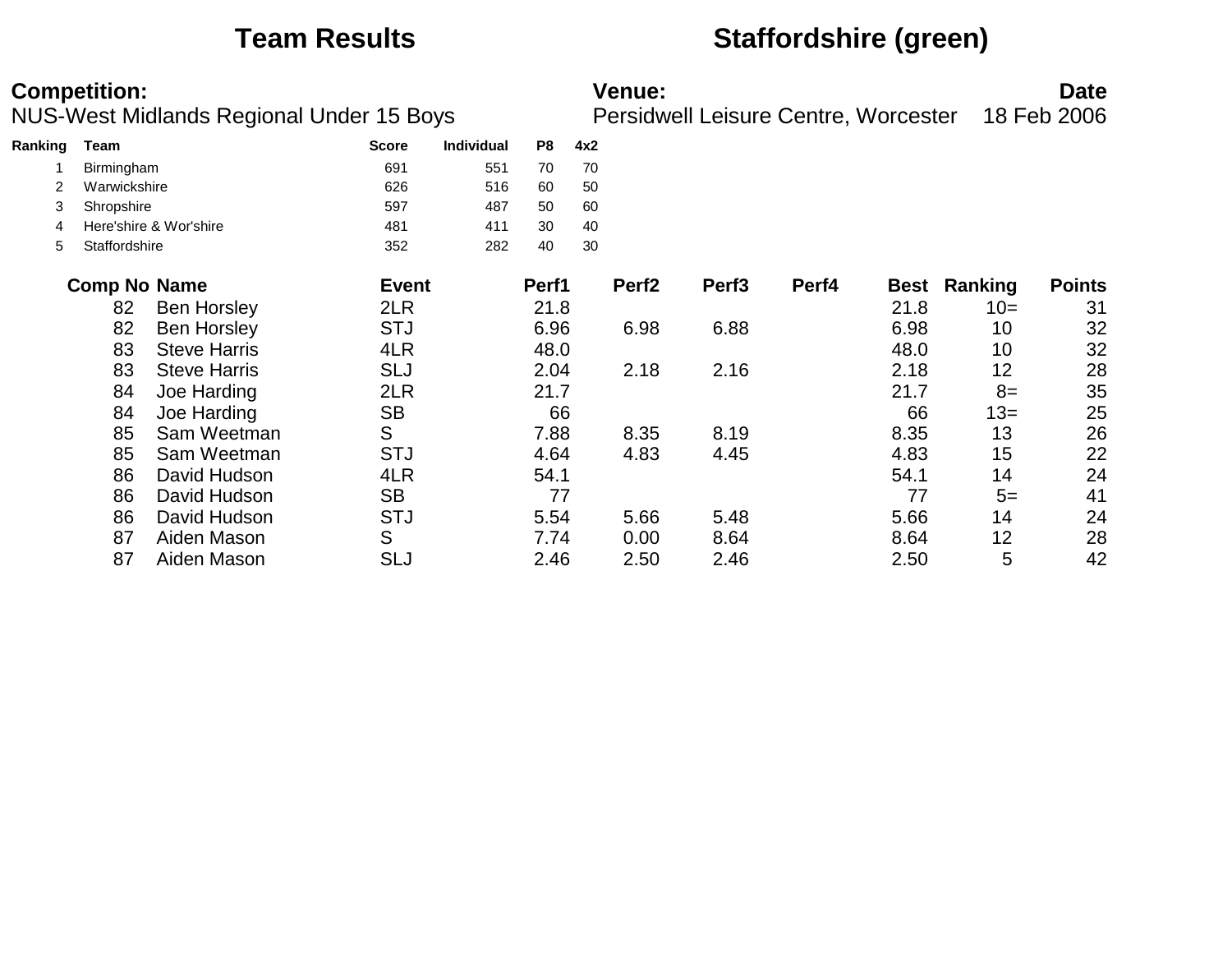# Team Results — Staffordshire (green)

**Competition:**
NUS-West Midlands Regional Under 15 Boys

**Venue:**
Persidwell Leisure Centre, Worcester

**Date**
18 Feb 2006

| Ranking | Team | Score | Individual | P8 | 4x2 |
|---|---|---|---|---|---|
| 1 | Birmingham | 691 | 551 | 70 | 70 |
| 2 | Warwickshire | 626 | 516 | 60 | 50 |
| 3 | Shropshire | 597 | 487 | 50 | 60 |
| 4 | Here'shire & Wor'shire | 481 | 411 | 30 | 40 |
| 5 | Staffordshire | 352 | 282 | 40 | 30 |

| Comp No | Name | Event | Perf1 | Perf2 | Perf3 | Perf4 | Best | Ranking | Points |
|---|---|---|---|---|---|---|---|---|---|
| 82 | Ben Horsley | 2LR | 21.8 | | | | 21.8 | 10= | 31 |
| 82 | Ben Horsley | STJ | 6.96 | 6.98 | 6.88 | | 6.98 | 10 | 32 |
| 83 | Steve Harris | 4LR | 48.0 | | | | 48.0 | 10 | 32 |
| 83 | Steve Harris | SLJ | 2.04 | 2.18 | 2.16 | | 2.18 | 12 | 28 |
| 84 | Joe Harding | 2LR | 21.7 | | | | 21.7 | 8= | 35 |
| 84 | Joe Harding | SB | 66 | | | | 66 | 13= | 25 |
| 85 | Sam Weetman | S | 7.88 | 8.35 | 8.19 | | 8.35 | 13 | 26 |
| 85 | Sam Weetman | STJ | 4.64 | 4.83 | 4.45 | | 4.83 | 15 | 22 |
| 86 | David Hudson | 4LR | 54.1 | | | | 54.1 | 14 | 24 |
| 86 | David Hudson | SB | 77 | | | | 77 | 5= | 41 |
| 86 | David Hudson | STJ | 5.54 | 5.66 | 5.48 | | 5.66 | 14 | 24 |
| 87 | Aiden Mason | S | 7.74 | 0.00 | 8.64 | | 8.64 | 12 | 28 |
| 87 | Aiden Mason | SLJ | 2.46 | 2.50 | 2.46 | | 2.50 | 5 | 42 |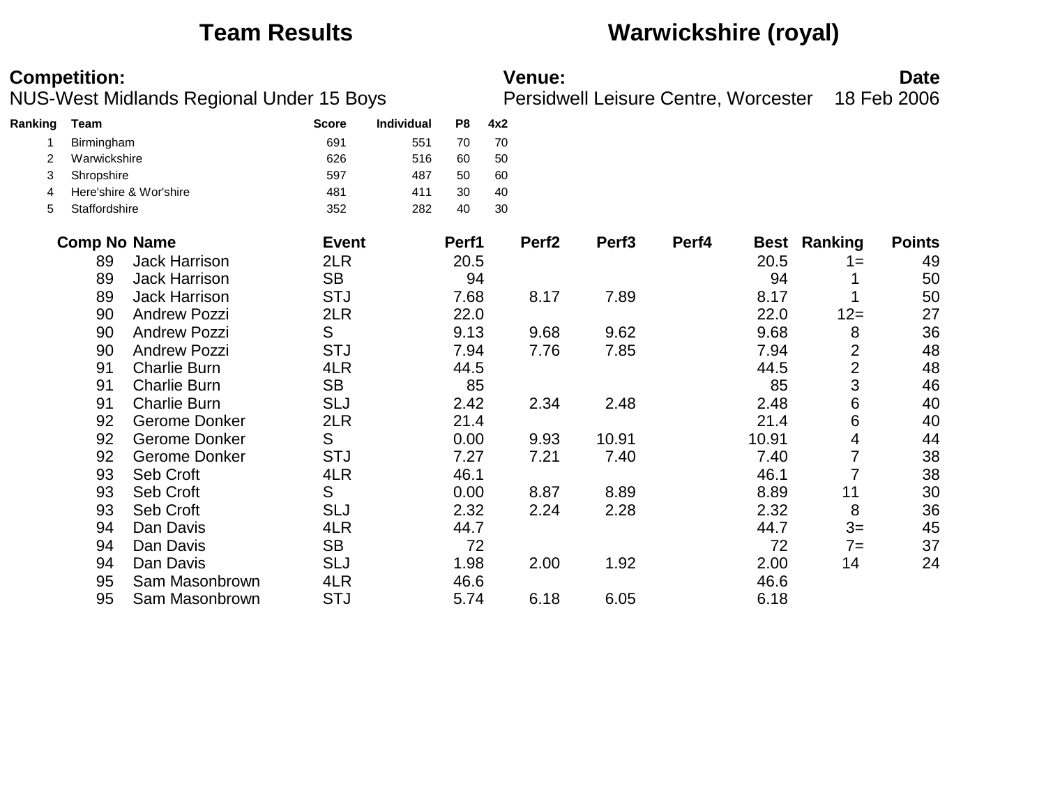# Team Results — Warwickshire (royal)

**Competition:**
NUS-West Midlands Regional Under 15 Boys

**Venue:**
Persidwell Leisure Centre, Worcester

**Date**
18 Feb 2006

| Ranking | Team | Score | Individual | P8 | 4x2 |
|---|---|---|---|---|---|
| 1 | Birmingham | 691 | 551 | 70 | 70 |
| 2 | Warwickshire | 626 | 516 | 60 | 50 |
| 3 | Shropshire | 597 | 487 | 50 | 60 |
| 4 | Here'shire & Wor'shire | 481 | 411 | 30 | 40 |
| 5 | Staffordshire | 352 | 282 | 40 | 30 |

| Comp No | Name | Event | Perf1 | Perf2 | Perf3 | Perf4 | Best | Ranking | Points |
|---|---|---|---|---|---|---|---|---|---|
| 89 | Jack Harrison | 2LR | 20.5 | | | | 20.5 | 1= | 49 |
| 89 | Jack Harrison | SB | 94 | | | | 94 | 1 | 50 |
| 89 | Jack Harrison | STJ | 7.68 | 8.17 | 7.89 | | 8.17 | 1 | 50 |
| 90 | Andrew Pozzi | 2LR | 22.0 | | | | 22.0 | 12= | 27 |
| 90 | Andrew Pozzi | S | 9.13 | 9.68 | 9.62 | | 9.68 | 8 | 36 |
| 90 | Andrew Pozzi | STJ | 7.94 | 7.76 | 7.85 | | 7.94 | 2 | 48 |
| 91 | Charlie Burn | 4LR | 44.5 | | | | 44.5 | 2 | 48 |
| 91 | Charlie Burn | SB | 85 | | | | 85 | 3 | 46 |
| 91 | Charlie Burn | SLJ | 2.42 | 2.34 | 2.48 | | 2.48 | 6 | 40 |
| 92 | Gerome Donker | 2LR | 21.4 | | | | 21.4 | 6 | 40 |
| 92 | Gerome Donker | S | 0.00 | 9.93 | 10.91 | | 10.91 | 4 | 44 |
| 92 | Gerome Donker | STJ | 7.27 | 7.21 | 7.40 | | 7.40 | 7 | 38 |
| 93 | Seb Croft | 4LR | 46.1 | | | | 46.1 | 7 | 38 |
| 93 | Seb Croft | S | 0.00 | 8.87 | 8.89 | | 8.89 | 11 | 30 |
| 93 | Seb Croft | SLJ | 2.32 | 2.24 | 2.28 | | 2.32 | 8 | 36 |
| 94 | Dan Davis | 4LR | 44.7 | | | | 44.7 | 3= | 45 |
| 94 | Dan Davis | SB | 72 | | | | 72 | 7= | 37 |
| 94 | Dan Davis | SLJ | 1.98 | 2.00 | 1.92 | | 2.00 | 14 | 24 |
| 95 | Sam Masonbrown | 4LR | 46.6 | | | | 46.6 | | |
| 95 | Sam Masonbrown | STJ | 5.74 | 6.18 | 6.05 | | 6.18 | | |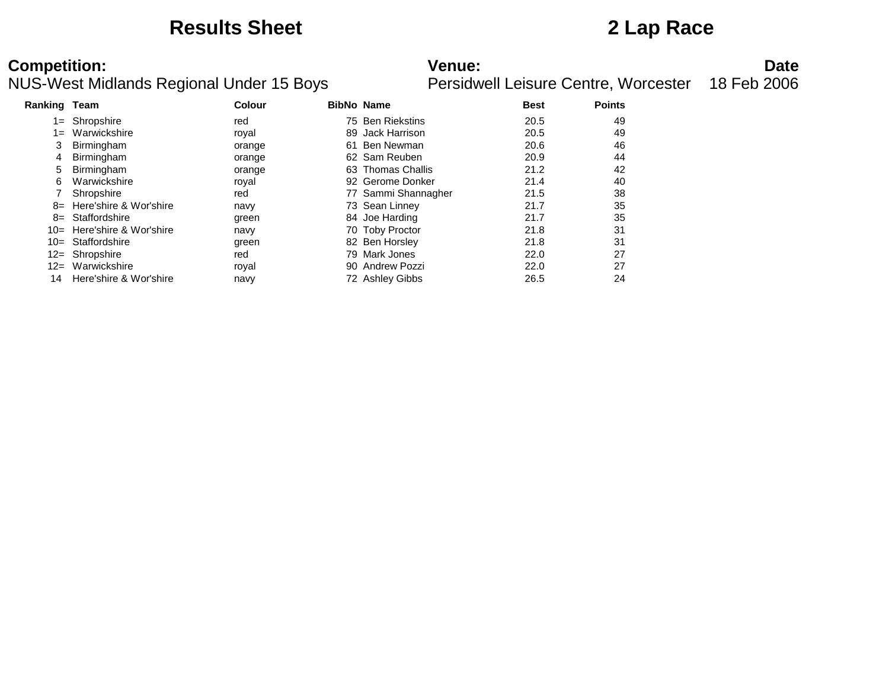# Results Sheet

# 2 Lap Race

**Competition:**
NUS-West Midlands Regional Under 15 Boys

**Venue:**
Persidwell Leisure Centre, Worcester

**Date**
18 Feb 2006

| Ranking | Team | Colour | BibNo | Name | Best | Points |
|---|---|---|---|---|---|---|
| 1= | Shropshire | red | 75 | Ben Riekstins | 20.5 | 49 |
| 1= | Warwickshire | royal | 89 | Jack Harrison | 20.5 | 49 |
| 3 | Birmingham | orange | 61 | Ben Newman | 20.6 | 46 |
| 4 | Birmingham | orange | 62 | Sam Reuben | 20.9 | 44 |
| 5 | Birmingham | orange | 63 | Thomas Challis | 21.2 | 42 |
| 6 | Warwickshire | royal | 92 | Gerome Donker | 21.4 | 40 |
| 7 | Shropshire | red | 77 | Sammi Shannagher | 21.5 | 38 |
| 8= | Here'shire & Wor'shire | navy | 73 | Sean Linney | 21.7 | 35 |
| 8= | Staffordshire | green | 84 | Joe Harding | 21.7 | 35 |
| 10= | Here'shire & Wor'shire | navy | 70 | Toby Proctor | 21.8 | 31 |
| 10= | Staffordshire | green | 82 | Ben Horsley | 21.8 | 31 |
| 12= | Shropshire | red | 79 | Mark Jones | 22.0 | 27 |
| 12= | Warwickshire | royal | 90 | Andrew Pozzi | 22.0 | 27 |
| 14 | Here'shire & Wor'shire | navy | 72 | Ashley Gibbs | 26.5 | 24 |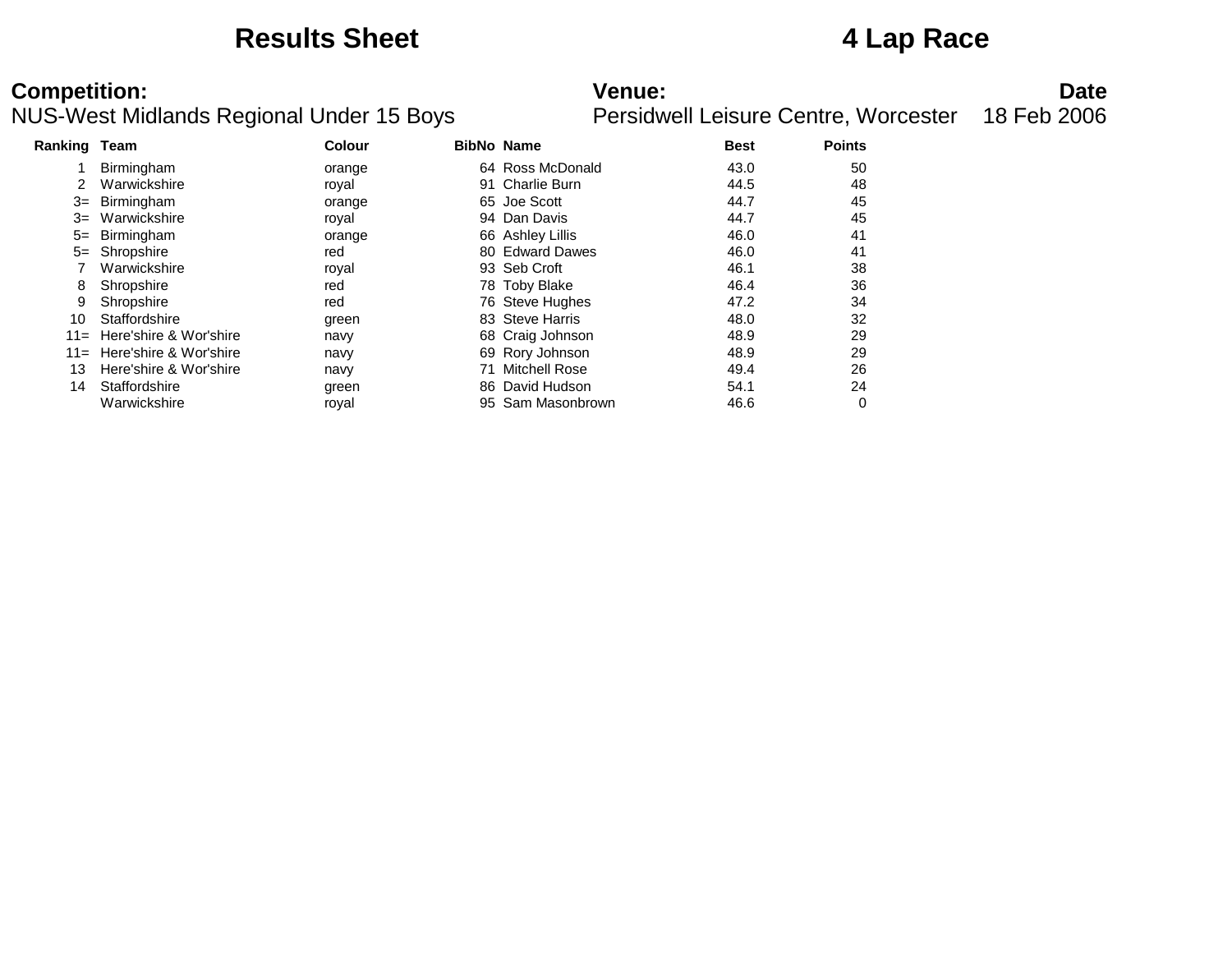# Results Sheet

# 4 Lap Race

**Competition:**
NUS-West Midlands Regional Under 15 Boys

**Venue:**
Persidwell Leisure Centre, Worcester

**Date**
18 Feb 2006

| Ranking | Team | Colour | BibNo | Name | Best | Points |
|---|---|---|---|---|---|---|
| 1 | Birmingham | orange | 64 | Ross McDonald | 43.0 | 50 |
| 2 | Warwickshire | royal | 91 | Charlie Burn | 44.5 | 48 |
| 3= | Birmingham | orange | 65 | Joe Scott | 44.7 | 45 |
| 3= | Warwickshire | royal | 94 | Dan Davis | 44.7 | 45 |
| 5= | Birmingham | orange | 66 | Ashley Lillis | 46.0 | 41 |
| 5= | Shropshire | red | 80 | Edward Dawes | 46.0 | 41 |
| 7 | Warwickshire | royal | 93 | Seb Croft | 46.1 | 38 |
| 8 | Shropshire | red | 78 | Toby Blake | 46.4 | 36 |
| 9 | Shropshire | red | 76 | Steve Hughes | 47.2 | 34 |
| 10 | Staffordshire | green | 83 | Steve Harris | 48.0 | 32 |
| 11= | Here'shire & Wor'shire | navy | 68 | Craig Johnson | 48.9 | 29 |
| 11= | Here'shire & Wor'shire | navy | 69 | Rory Johnson | 48.9 | 29 |
| 13 | Here'shire & Wor'shire | navy | 71 | Mitchell Rose | 49.4 | 26 |
| 14 | Staffordshire | green | 86 | David Hudson | 54.1 | 24 |
| | Warwickshire | royal | 95 | Sam Masonbrown | 46.6 | 0 |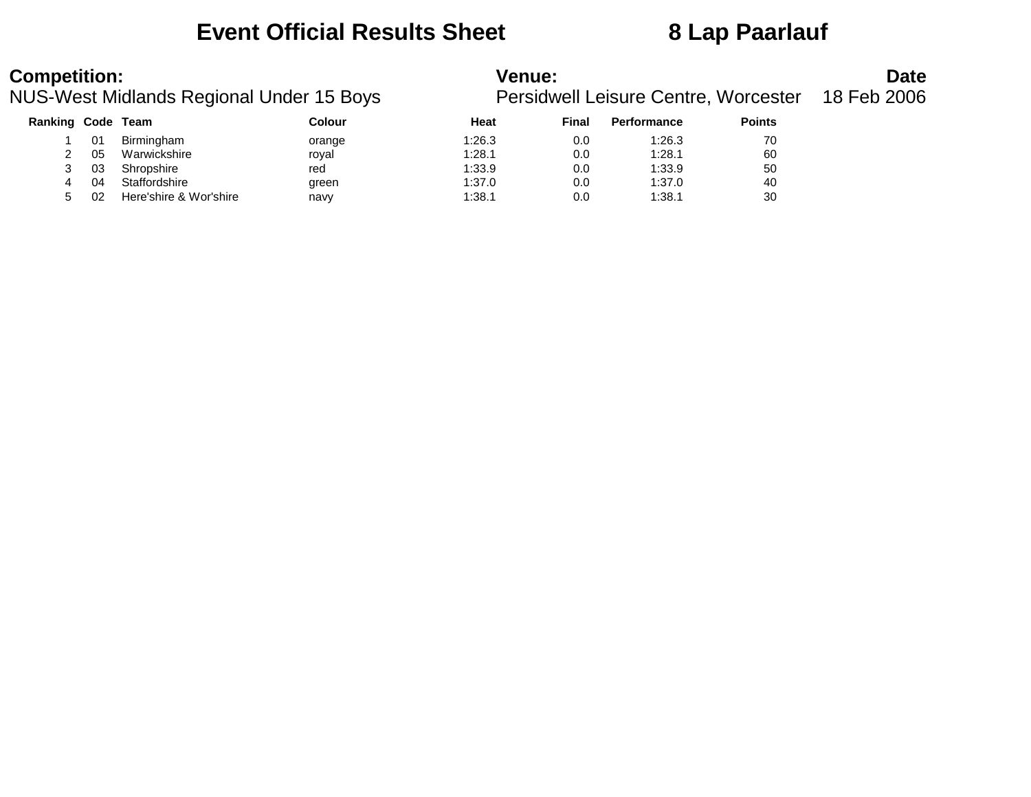# Event Official Results Sheet 8 Lap Paarlauf

**Competition:** NUS-West Midlands Regional Under 15 Boys

**Venue:** Persidwell Leisure Centre, Worcester

**Date** 18 Feb 2006

| Ranking | Code | Team | Colour | Heat | Final | Performance | Points |
|---|---|---|---|---|---|---|---|
| 1 | 01 | Birmingham | orange | 1:26.3 | 0.0 | 1:26.3 | 70 |
| 2 | 05 | Warwickshire | royal | 1:28.1 | 0.0 | 1:28.1 | 60 |
| 3 | 03 | Shropshire | red | 1:33.9 | 0.0 | 1:33.9 | 50 |
| 4 | 04 | Staffordshire | green | 1:37.0 | 0.0 | 1:37.0 | 40 |
| 5 | 02 | Here'shire & Wor'shire | navy | 1:38.1 | 0.0 | 1:38.1 | 30 |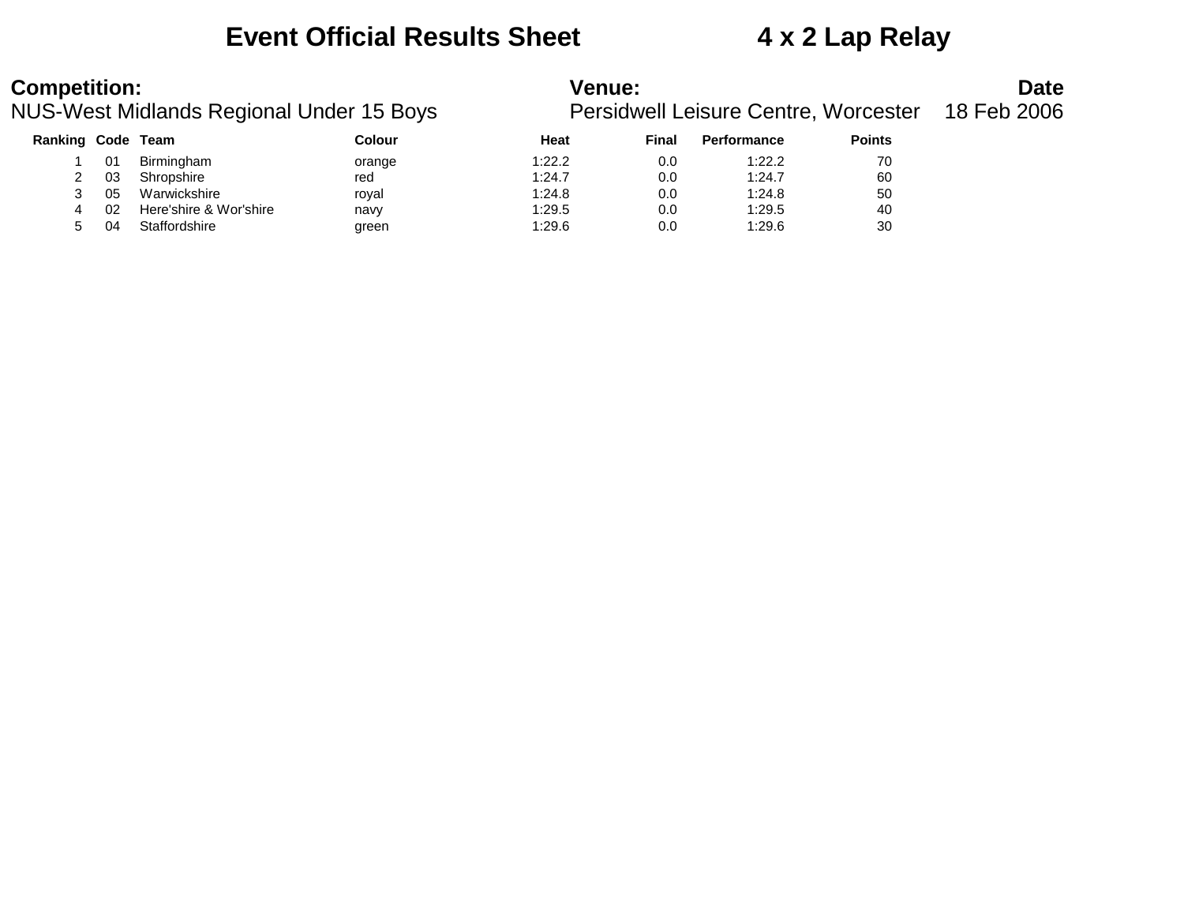# Event Official Results Sheet 4 x 2 Lap Relay

**Competition:**
NUS-West Midlands Regional Under 15 Boys

**Venue:**
Persidwell Leisure Centre, Worcester

**Date**
18 Feb 2006

| Ranking | Code | Team | Colour | Heat | Final | Performance | Points |
|---|---|---|---|---|---|---|---|
| 1 | 01 | Birmingham | orange | 1:22.2 | 0.0 | 1:22.2 | 70 |
| 2 | 03 | Shropshire | red | 1:24.7 | 0.0 | 1:24.7 | 60 |
| 3 | 05 | Warwickshire | royal | 1:24.8 | 0.0 | 1:24.8 | 50 |
| 4 | 02 | Here'shire & Wor'shire | navy | 1:29.5 | 0.0 | 1:29.5 | 40 |
| 5 | 04 | Staffordshire | green | 1:29.6 | 0.0 | 1:29.6 | 30 |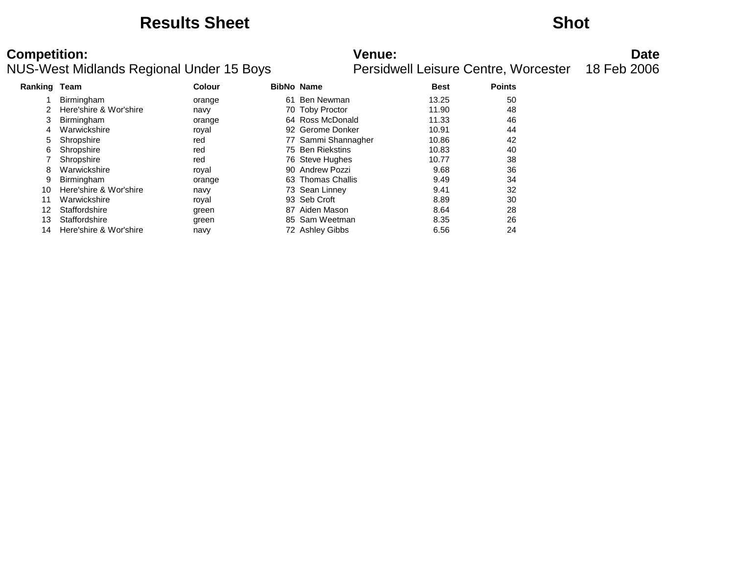# Results Sheet

# Shot

**Competition:**
NUS-West Midlands Regional Under 15 Boys

**Venue:**
Persidwell Leisure Centre, Worcester

**Date**
18 Feb 2006

| Ranking | Team | Colour | BibNo | Name | Best | Points |
|---|---|---|---|---|---|---|
| 1 | Birmingham | orange | 61 | Ben Newman | 13.25 | 50 |
| 2 | Here'shire & Wor'shire | navy | 70 | Toby Proctor | 11.90 | 48 |
| 3 | Birmingham | orange | 64 | Ross McDonald | 11.33 | 46 |
| 4 | Warwickshire | royal | 92 | Gerome Donker | 10.91 | 44 |
| 5 | Shropshire | red | 77 | Sammi Shannagher | 10.86 | 42 |
| 6 | Shropshire | red | 75 | Ben Riekstins | 10.83 | 40 |
| 7 | Shropshire | red | 76 | Steve Hughes | 10.77 | 38 |
| 8 | Warwickshire | royal | 90 | Andrew Pozzi | 9.68 | 36 |
| 9 | Birmingham | orange | 63 | Thomas Challis | 9.49 | 34 |
| 10 | Here'shire & Wor'shire | navy | 73 | Sean Linney | 9.41 | 32 |
| 11 | Warwickshire | royal | 93 | Seb Croft | 8.89 | 30 |
| 12 | Staffordshire | green | 87 | Aiden Mason | 8.64 | 28 |
| 13 | Staffordshire | green | 85 | Sam Weetman | 8.35 | 26 |
| 14 | Here'shire & Wor'shire | navy | 72 | Ashley Gibbs | 6.56 | 24 |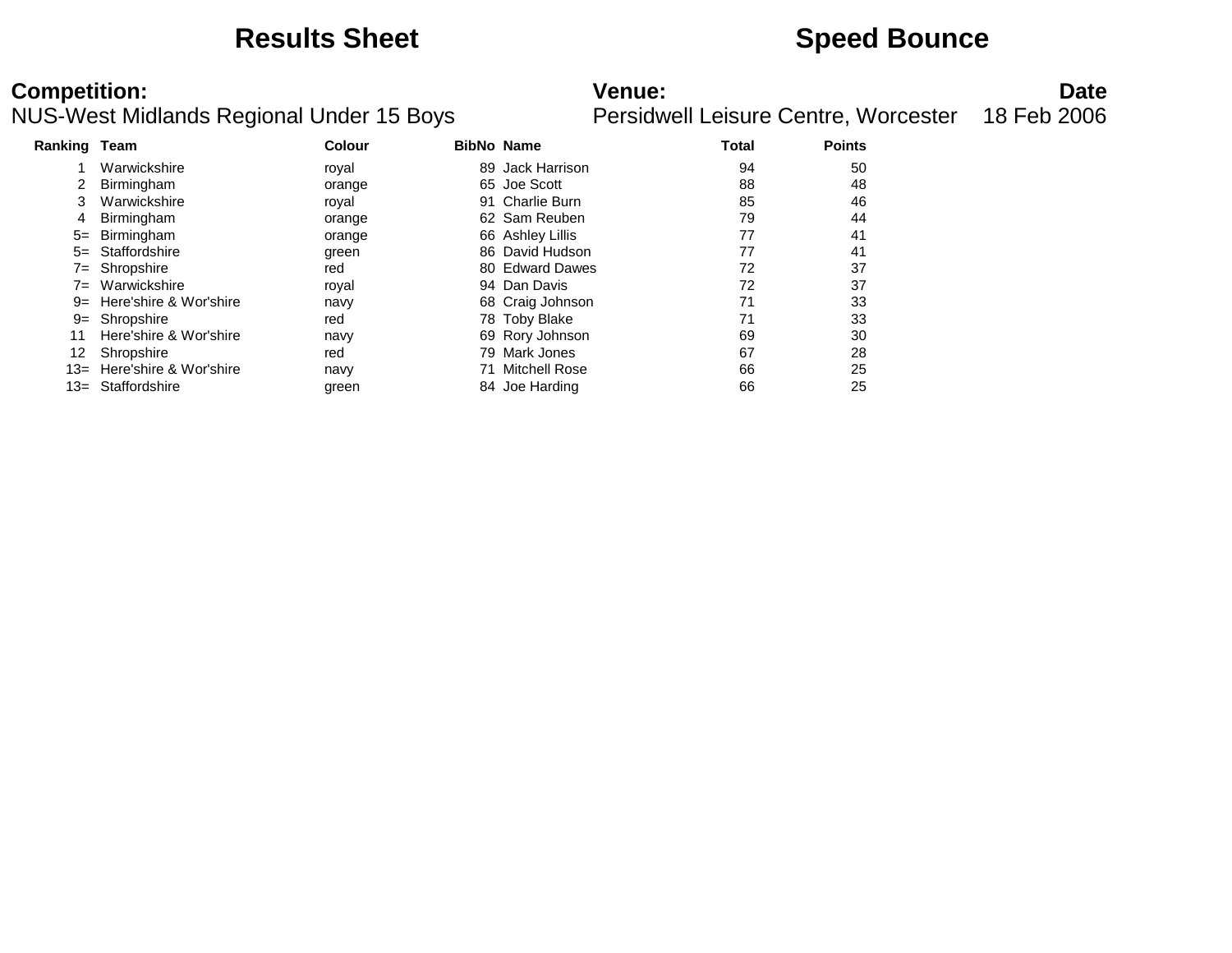# Results Sheet

# Speed Bounce

**Competition:**
NUS-West Midlands Regional Under 15 Boys

**Venue:**
Persidwell Leisure Centre, Worcester

**Date**
18 Feb 2006

| Ranking | Team | Colour | BibNo | Name | Total | Points |
|---|---|---|---|---|---|---|
| 1 | Warwickshire | royal | 89 | Jack Harrison | 94 | 50 |
| 2 | Birmingham | orange | 65 | Joe Scott | 88 | 48 |
| 3 | Warwickshire | royal | 91 | Charlie Burn | 85 | 46 |
| 4 | Birmingham | orange | 62 | Sam Reuben | 79 | 44 |
| 5= | Birmingham | orange | 66 | Ashley Lillis | 77 | 41 |
| 5= | Staffordshire | green | 86 | David Hudson | 77 | 41 |
| 7= | Shropshire | red | 80 | Edward Dawes | 72 | 37 |
| 7= | Warwickshire | royal | 94 | Dan Davis | 72 | 37 |
| 9= | Here'shire & Wor'shire | navy | 68 | Craig Johnson | 71 | 33 |
| 9= | Shropshire | red | 78 | Toby Blake | 71 | 33 |
| 11 | Here'shire & Wor'shire | navy | 69 | Rory Johnson | 69 | 30 |
| 12 | Shropshire | red | 79 | Mark Jones | 67 | 28 |
| 13= | Here'shire & Wor'shire | navy | 71 | Mitchell Rose | 66 | 25 |
| 13= | Staffordshire | green | 84 | Joe Harding | 66 | 25 |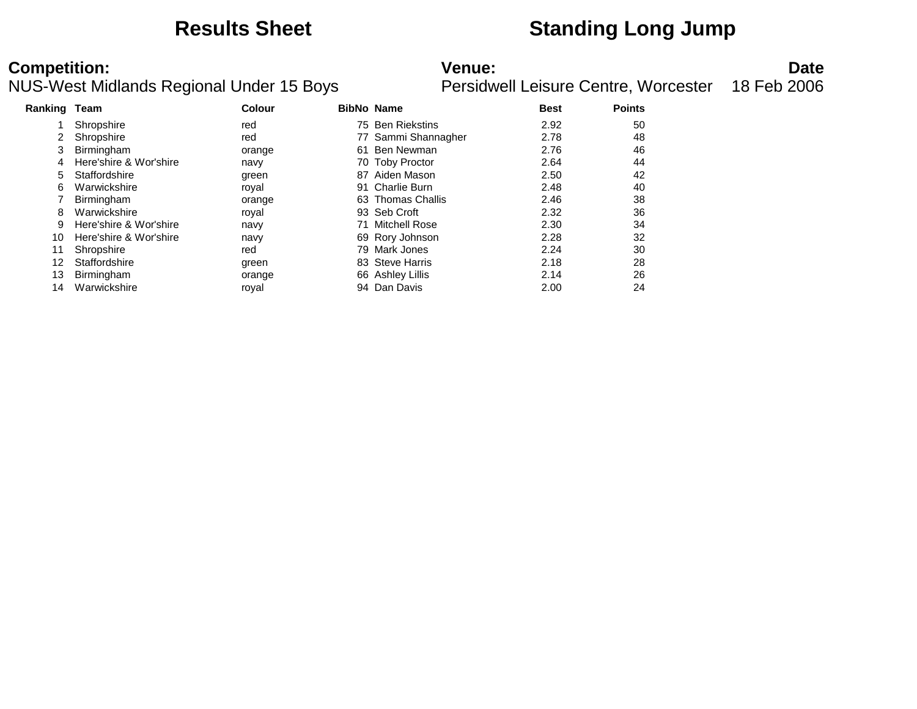# Results Sheet

# Standing Long Jump

**Competition:**
NUS-West Midlands Regional Under 15 Boys

**Venue:**
Persidwell Leisure Centre, Worcester

**Date**
18 Feb 2006

| Ranking | Team | Colour | BibNo | Name | Best | Points |
|---|---|---|---|---|---|---|
| 1 | Shropshire | red | 75 | Ben Riekstins | 2.92 | 50 |
| 2 | Shropshire | red | 77 | Sammi Shannagher | 2.78 | 48 |
| 3 | Birmingham | orange | 61 | Ben Newman | 2.76 | 46 |
| 4 | Here'shire & Wor'shire | navy | 70 | Toby Proctor | 2.64 | 44 |
| 5 | Staffordshire | green | 87 | Aiden Mason | 2.50 | 42 |
| 6 | Warwickshire | royal | 91 | Charlie Burn | 2.48 | 40 |
| 7 | Birmingham | orange | 63 | Thomas Challis | 2.46 | 38 |
| 8 | Warwickshire | royal | 93 | Seb Croft | 2.32 | 36 |
| 9 | Here'shire & Wor'shire | navy | 71 | Mitchell Rose | 2.30 | 34 |
| 10 | Here'shire & Wor'shire | navy | 69 | Rory Johnson | 2.28 | 32 |
| 11 | Shropshire | red | 79 | Mark Jones | 2.24 | 30 |
| 12 | Staffordshire | green | 83 | Steve Harris | 2.18 | 28 |
| 13 | Birmingham | orange | 66 | Ashley Lillis | 2.14 | 26 |
| 14 | Warwickshire | royal | 94 | Dan Davis | 2.00 | 24 |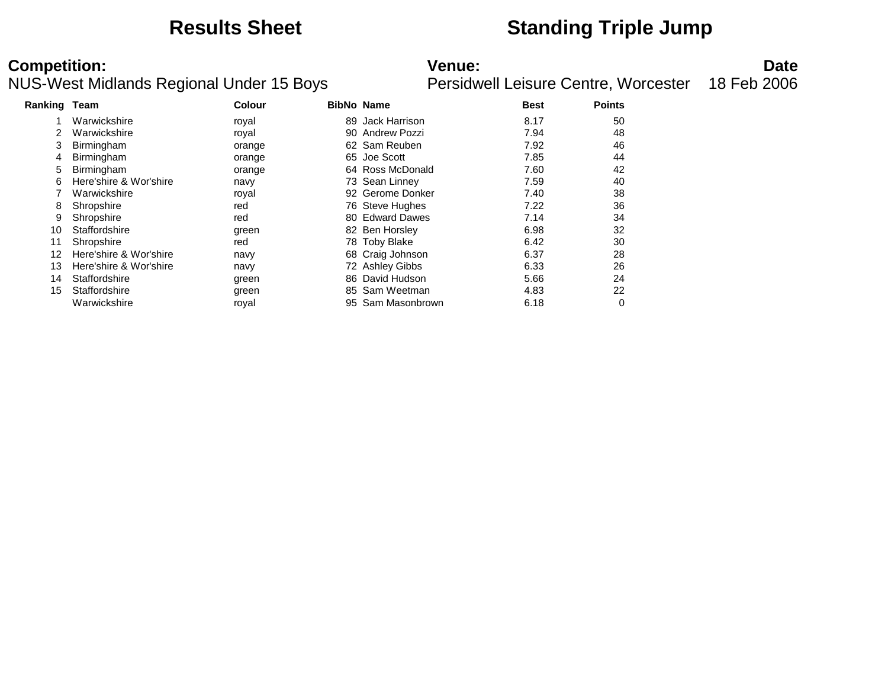# Results Sheet

# Standing Triple Jump

**Competition:**
NUS-West Midlands Regional Under 15 Boys

**Venue:**
Persidwell Leisure Centre, Worcester

**Date**
18 Feb 2006

| Ranking | Team | Colour | BibNo | Name | Best | Points |
|---|---|---|---|---|---|---|
| 1 | Warwickshire | royal | 89 | Jack Harrison | 8.17 | 50 |
| 2 | Warwickshire | royal | 90 | Andrew Pozzi | 7.94 | 48 |
| 3 | Birmingham | orange | 62 | Sam Reuben | 7.92 | 46 |
| 4 | Birmingham | orange | 65 | Joe Scott | 7.85 | 44 |
| 5 | Birmingham | orange | 64 | Ross McDonald | 7.60 | 42 |
| 6 | Here'shire & Wor'shire | navy | 73 | Sean Linney | 7.59 | 40 |
| 7 | Warwickshire | royal | 92 | Gerome Donker | 7.40 | 38 |
| 8 | Shropshire | red | 76 | Steve Hughes | 7.22 | 36 |
| 9 | Shropshire | red | 80 | Edward Dawes | 7.14 | 34 |
| 10 | Staffordshire | green | 82 | Ben Horsley | 6.98 | 32 |
| 11 | Shropshire | red | 78 | Toby Blake | 6.42 | 30 |
| 12 | Here'shire & Wor'shire | navy | 68 | Craig Johnson | 6.37 | 28 |
| 13 | Here'shire & Wor'shire | navy | 72 | Ashley Gibbs | 6.33 | 26 |
| 14 | Staffordshire | green | 86 | David Hudson | 5.66 | 24 |
| 15 | Staffordshire | green | 85 | Sam Weetman | 4.83 | 22 |
| | Warwickshire | royal | 95 | Sam Masonbrown | 6.18 | 0 |